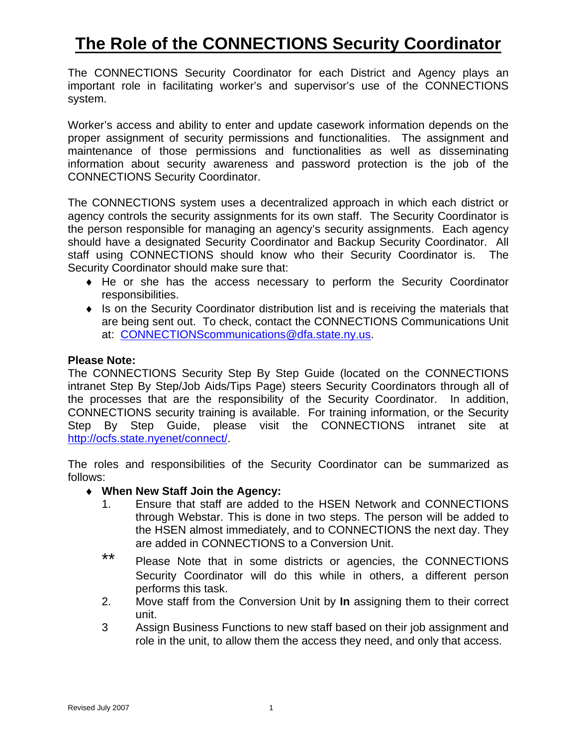# The Role of the CONNECTIONS Security Coordinator

The CONNECTIONS Security Coordinator for each District and Agency plays an important role in facilitating worker's and supervisor's use of the CONNECTIONS system.

Worker's access and ability to enter and update casework information depends on the proper assignment of security permissions and functionalities. The assignment and maintenance of those permissions and functionalities as well as disseminating information about security awareness and password protection is the job of the CONNECTIONS Security Coordinator.

The CONNECTIONS system uses a decentralized approach in which each district or agency controls the security assignments for its own staff. The Security Coordinator is the person responsible for managing an agency's security assignments. Each agency should have a designated Security Coordinator and Backup Security Coordinator. All staff using CONNECTIONS should know who their Security Coordinator is. The Security Coordinator should make sure that:

- He or she has the access necessary to perform the Security Coordinator responsibilities.
- Is on the Security Coordinator distribution list and is receiving the materials that are being sent out. To check, contact the CONNECTIONS Communications Unit at: CONNECTIONScommunications@dfa.state.ny.us.

**Please Note:**
The CONNECTIONS Security Step By Step Guide (located on the CONNECTIONS intranet Step By Step/Job Aids/Tips Page) steers Security Coordinators through all of the processes that are the responsibility of the Security Coordinator. In addition, CONNECTIONS security training is available. For training information, or the Security Step By Step Guide, please visit the CONNECTIONS intranet site at http://ocfs.state.nyenet/connect/.

The roles and responsibilities of the Security Coordinator can be summarized as follows:

- **When New Staff Join the Agency:**
  1. Ensure that staff are added to the HSEN Network and CONNECTIONS through Webstar. This is done in two steps. The person will be added to the HSEN almost immediately, and to CONNECTIONS the next day. They are added in CONNECTIONS to a Conversion Unit.

     ** Please Note that in some districts or agencies, the CONNECTIONS Security Coordinator will do this while in others, a different person performs this task.
  2. Move staff from the Conversion Unit by **In** assigning them to their correct unit.
  3. Assign Business Functions to new staff based on their job assignment and role in the unit, to allow them the access they need, and only that access.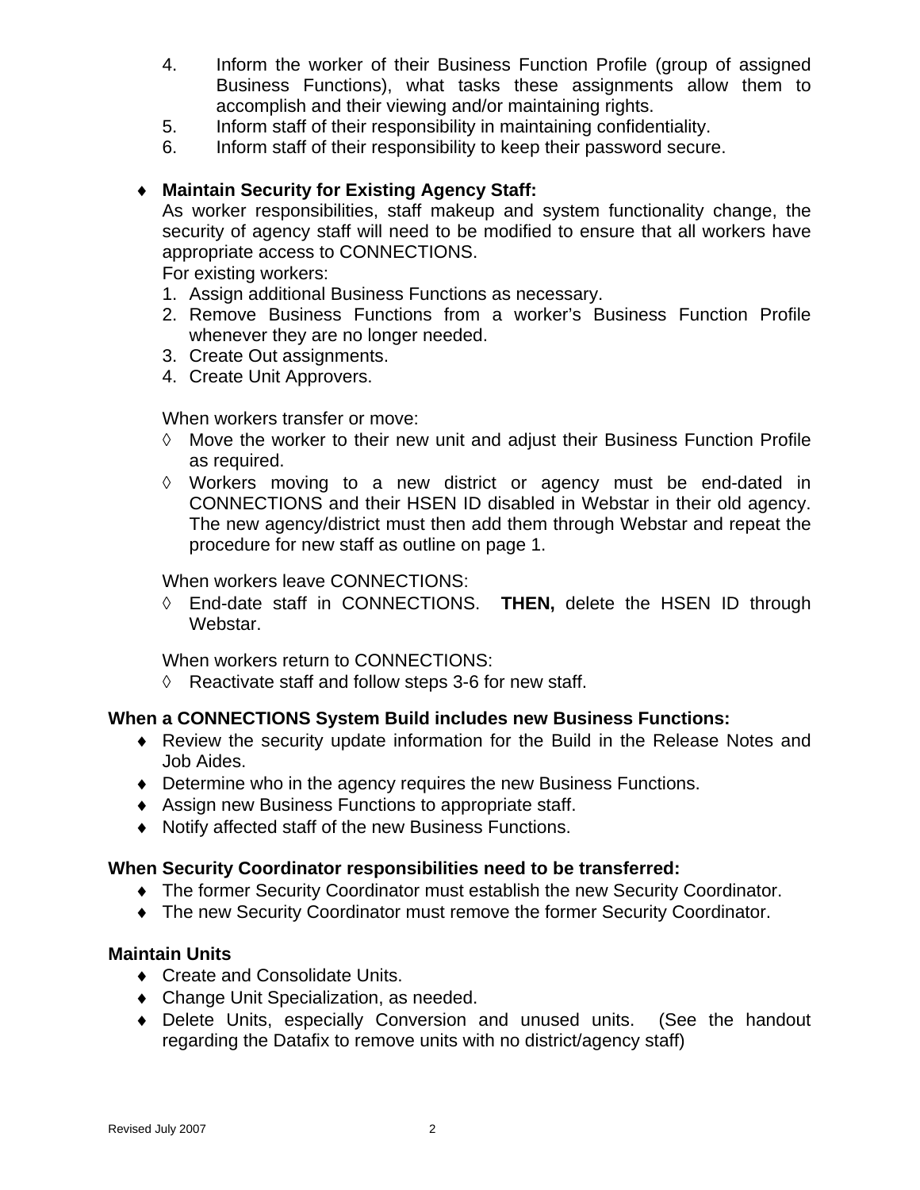4. Inform the worker of their Business Function Profile (group of assigned Business Functions), what tasks these assignments allow them to accomplish and their viewing and/or maintaining rights.
5. Inform staff of their responsibility in maintaining confidentiality.
6. Inform staff of their responsibility to keep their password secure.

- **Maintain Security for Existing Agency Staff:**
  As worker responsibilities, staff makeup and system functionality change, the security of agency staff will need to be modified to ensure that all workers have appropriate access to CONNECTIONS.
  For existing workers:
  1. Assign additional Business Functions as necessary.
  2. Remove Business Functions from a worker's Business Function Profile whenever they are no longer needed.
  3. Create Out assignments.
  4. Create Unit Approvers.

  When workers transfer or move:
  - ◊ Move the worker to their new unit and adjust their Business Function Profile as required.
  - ◊ Workers moving to a new district or agency must be end-dated in CONNECTIONS and their HSEN ID disabled in Webstar in their old agency. The new agency/district must then add them through Webstar and repeat the procedure for new staff as outline on page 1.

  When workers leave CONNECTIONS:
  - ◊ End-date staff in CONNECTIONS. **THEN,** delete the HSEN ID through Webstar.

  When workers return to CONNECTIONS:
  - ◊ Reactivate staff and follow steps 3-6 for new staff.

**When a CONNECTIONS System Build includes new Business Functions:**

- Review the security update information for the Build in the Release Notes and Job Aides.
- Determine who in the agency requires the new Business Functions.
- Assign new Business Functions to appropriate staff.
- Notify affected staff of the new Business Functions.

**When Security Coordinator responsibilities need to be transferred:**

- The former Security Coordinator must establish the new Security Coordinator.
- The new Security Coordinator must remove the former Security Coordinator.

**Maintain Units**

- Create and Consolidate Units.
- Change Unit Specialization, as needed.
- Delete Units, especially Conversion and unused units. (See the handout regarding the Datafix to remove units with no district/agency staff)

Revised July 2007